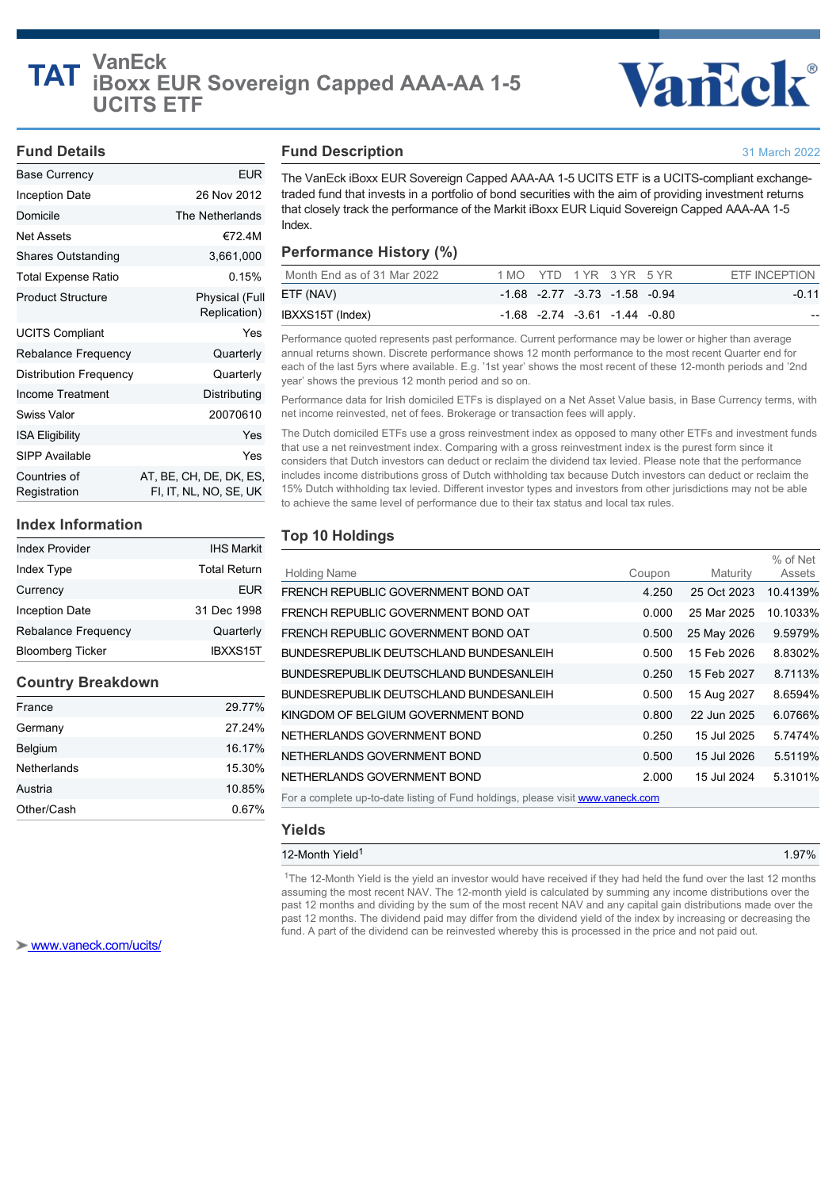# TAT VanEck iBoxx EUR Sovereign Capped AAA-AA 1-5 UCITS ETF

## Fund Details

| | |
|---|---|
| Base Currency | EUR |
| Inception Date | 26 Nov 2012 |
| Domicile | The Netherlands |
| Net Assets | €72.4M |
| Shares Outstanding | 3,661,000 |
| Total Expense Ratio | 0.15% |
| Product Structure | Physical (Full Replication) |
| UCITS Compliant | Yes |
| Rebalance Frequency | Quarterly |
| Distribution Frequency | Quarterly |
| Income Treatment | Distributing |
| Swiss Valor | 20070610 |
| ISA Eligibility | Yes |
| SIPP Available | Yes |
| Countries of Registration | AT, BE, CH, DE, DK, ES, FI, IT, NL, NO, SE, UK |

## Index Information

| | |
|---|---|
| Index Provider | IHS Markit |
| Index Type | Total Return |
| Currency | EUR |
| Inception Date | 31 Dec 1998 |
| Rebalance Frequency | Quarterly |
| Bloomberg Ticker | IBXXS15T |

## Country Breakdown

| | |
|---|---|
| France | 29.77% |
| Germany | 27.24% |
| Belgium | 16.17% |
| Netherlands | 15.30% |
| Austria | 10.85% |
| Other/Cash | 0.67% |

www.vaneck.com/ucits/

## Fund Description

31 March 2022

The VanEck iBoxx EUR Sovereign Capped AAA-AA 1-5 UCITS ETF is a UCITS-compliant exchange-traded fund that invests in a portfolio of bond securities with the aim of providing investment returns that closely track the performance of the Markit iBoxx EUR Liquid Sovereign Capped AAA-AA 1-5 Index.

## Performance History (%)

| Month End as of 31 Mar 2022 | 1 MO | YTD | 1 YR | 3 YR | 5 YR | ETF INCEPTION |
|---|---|---|---|---|---|---|
| ETF (NAV) | -1.68 | -2.77 | -3.73 | -1.58 | -0.94 | -0.11 |
| IBXXS15T (Index) | -1.68 | -2.74 | -3.61 | -1.44 | -0.80 | -- |

Performance quoted represents past performance. Current performance may be lower or higher than average annual returns shown. Discrete performance shows 12 month performance to the most recent Quarter end for each of the last 5yrs where available. E.g. '1st year' shows the most recent of these 12-month periods and '2nd year' shows the previous 12 month period and so on.

Performance data for Irish domiciled ETFs is displayed on a Net Asset Value basis, in Base Currency terms, with net income reinvested, net of fees. Brokerage or transaction fees will apply.

The Dutch domiciled ETFs use a gross reinvestment index as opposed to many other ETFs and investment funds that use a net reinvestment index. Comparing with a gross reinvestment index is the purest form since it considers that Dutch investors can deduct or reclaim the dividend tax levied. Please note that the performance includes income distributions gross of Dutch withholding tax because Dutch investors can deduct or reclaim the 15% Dutch withholding tax levied. Different investor types and investors from other jurisdictions may not be able to achieve the same level of performance due to their tax status and local tax rules.

## Top 10 Holdings

| Holding Name | Coupon | Maturity | % of Net Assets |
|---|---|---|---|
| FRENCH REPUBLIC GOVERNMENT BOND OAT | 4.250 | 25 Oct 2023 | 10.4139% |
| FRENCH REPUBLIC GOVERNMENT BOND OAT | 0.000 | 25 Mar 2025 | 10.1033% |
| FRENCH REPUBLIC GOVERNMENT BOND OAT | 0.500 | 25 May 2026 | 9.5979% |
| BUNDESREPUBLIK DEUTSCHLAND BUNDESANLEIH | 0.500 | 15 Feb 2026 | 8.8302% |
| BUNDESREPUBLIK DEUTSCHLAND BUNDESANLEIH | 0.250 | 15 Feb 2027 | 8.7113% |
| BUNDESREPUBLIK DEUTSCHLAND BUNDESANLEIH | 0.500 | 15 Aug 2027 | 8.6594% |
| KINGDOM OF BELGIUM GOVERNMENT BOND | 0.800 | 22 Jun 2025 | 6.0766% |
| NETHERLANDS GOVERNMENT BOND | 0.250 | 15 Jul 2025 | 5.7474% |
| NETHERLANDS GOVERNMENT BOND | 0.500 | 15 Jul 2026 | 5.5119% |
| NETHERLANDS GOVERNMENT BOND | 2.000 | 15 Jul 2024 | 5.3101% |

For a complete up-to-date listing of Fund holdings, please visit www.vaneck.com

## Yields

| | |
|---|---|
| 12-Month Yield[1] | 1.97% |

[1]The 12-Month Yield is the yield an investor would have received if they had held the fund over the last 12 months assuming the most recent NAV. The 12-month yield is calculated by summing any income distributions over the past 12 months and dividing by the sum of the most recent NAV and any capital gain distributions made over the past 12 months. The dividend paid may differ from the dividend yield of the index by increasing or decreasing the fund. A part of the dividend can be reinvested whereby this is processed in the price and not paid out.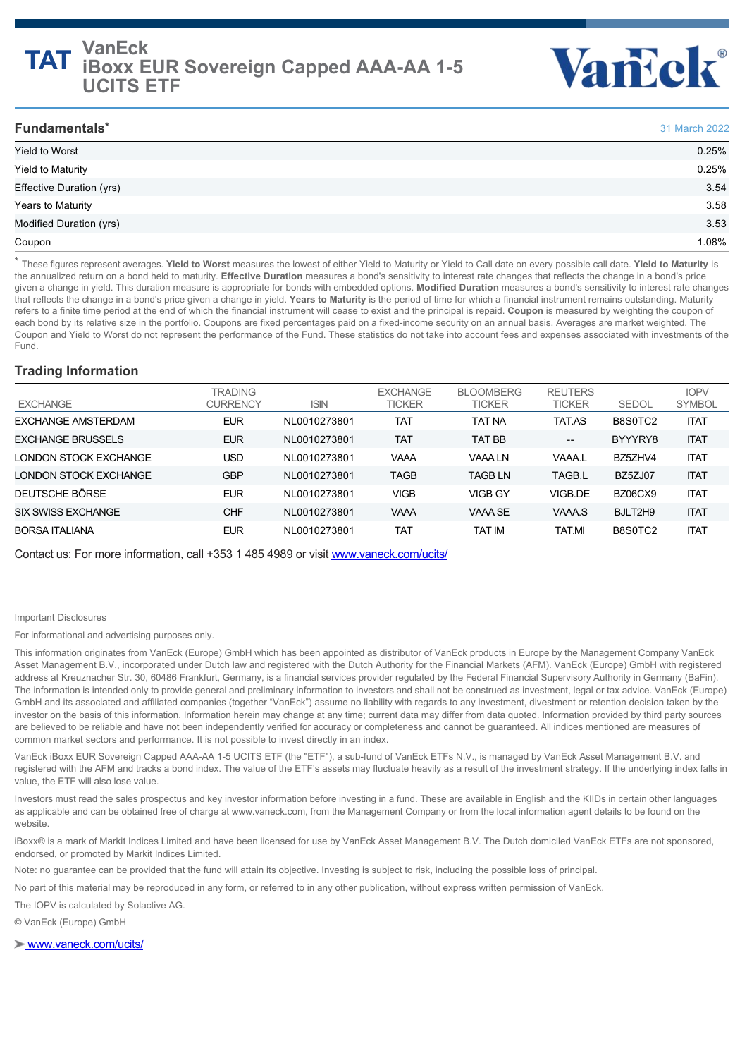# TAT VanEck iBoxx EUR Sovereign Capped AAA-AA 1-5 UCITS ETF

## Fundamentals*

31 March 2022

| | |
|---|---|
| Yield to Worst | 0.25% |
| Yield to Maturity | 0.25% |
| Effective Duration (yrs) | 3.54 |
| Years to Maturity | 3.58 |
| Modified Duration (yrs) | 3.53 |
| Coupon | 1.08% |

* These figures represent averages. **Yield to Worst** measures the lowest of either Yield to Maturity or Yield to Call date on every possible call date. **Yield to Maturity** is the annualized return on a bond held to maturity. **Effective Duration** measures a bond's sensitivity to interest rate changes that reflects the change in a bond's price given a change in yield. This duration measure is appropriate for bonds with embedded options. **Modified Duration** measures a bond's sensitivity to interest rate changes that reflects the change in a bond's price given a change in yield. **Years to Maturity** is the period of time for which a financial instrument remains outstanding. Maturity refers to a finite time period at the end of which the financial instrument will cease to exist and the principal is repaid. **Coupon** is measured by weighting the coupon of each bond by its relative size in the portfolio. Coupons are fixed percentages paid on a fixed-income security on an annual basis. Averages are market weighted. The Coupon and Yield to Worst do not represent the performance of the Fund. These statistics do not take into account fees and expenses associated with investments of the Fund.

## Trading Information

| EXCHANGE | TRADING CURRENCY | ISIN | EXCHANGE TICKER | BLOOMBERG TICKER | REUTERS TICKER | SEDOL | IOPV SYMBOL |
|---|---|---|---|---|---|---|---|
| EXCHANGE AMSTERDAM | EUR | NL0010273801 | TAT | TAT NA | TAT.AS | B8S0TC2 | ITAT |
| EXCHANGE BRUSSELS | EUR | NL0010273801 | TAT | TAT BB | -- | BYYYRY8 | ITAT |
| LONDON STOCK EXCHANGE | USD | NL0010273801 | VAAA | VAAA LN | VAAA.L | BZ5ZHV4 | ITAT |
| LONDON STOCK EXCHANGE | GBP | NL0010273801 | TAGB | TAGB LN | TAGB.L | BZ5ZJ07 | ITAT |
| DEUTSCHE BÖRSE | EUR | NL0010273801 | VIGB | VIGB GY | VIGB.DE | BZ06CX9 | ITAT |
| SIX SWISS EXCHANGE | CHF | NL0010273801 | VAAA | VAAA SE | VAAA.S | BJLT2H9 | ITAT |
| BORSA ITALIANA | EUR | NL0010273801 | TAT | TAT IM | TAT.MI | B8S0TC2 | ITAT |

Contact us: For more information, call +353 1 485 4989 or visit www.vaneck.com/ucits/

Important Disclosures

For informational and advertising purposes only.

This information originates from VanEck (Europe) GmbH which has been appointed as distributor of VanEck products in Europe by the Management Company VanEck Asset Management B.V., incorporated under Dutch law and registered with the Dutch Authority for the Financial Markets (AFM). VanEck (Europe) GmbH with registered address at Kreuznacher Str. 30, 60486 Frankfurt, Germany, is a financial services provider regulated by the Federal Financial Supervisory Authority in Germany (BaFin). The information is intended only to provide general and preliminary information to investors and shall not be construed as investment, legal or tax advice. VanEck (Europe) GmbH and its associated and affiliated companies (together "VanEck") assume no liability with regards to any investment, divestment or retention decision taken by the investor on the basis of this information. Information herein may change at any time; current data may differ from data quoted. Information provided by third party sources are believed to be reliable and have not been independently verified for accuracy or completeness and cannot be guaranteed. All indices mentioned are measures of common market sectors and performance. It is not possible to invest directly in an index.

VanEck iBoxx EUR Sovereign Capped AAA-AA 1-5 UCITS ETF (the "ETF"), a sub-fund of VanEck ETFs N.V., is managed by VanEck Asset Management B.V. and registered with the AFM and tracks a bond index. The value of the ETF's assets may fluctuate heavily as a result of the investment strategy. If the underlying index falls in value, the ETF will also lose value.

Investors must read the sales prospectus and key investor information before investing in a fund. These are available in English and the KIIDs in certain other languages as applicable and can be obtained free of charge at www.vaneck.com, from the Management Company or from the local information agent details to be found on the website.

iBoxx® is a mark of Markit Indices Limited and have been licensed for use by VanEck Asset Management B.V. The Dutch domiciled VanEck ETFs are not sponsored, endorsed, or promoted by Markit Indices Limited.

Note: no guarantee can be provided that the fund will attain its objective. Investing is subject to risk, including the possible loss of principal.

No part of this material may be reproduced in any form, or referred to in any other publication, without express written permission of VanEck.

The IOPV is calculated by Solactive AG.

© VanEck (Europe) GmbH

www.vaneck.com/ucits/